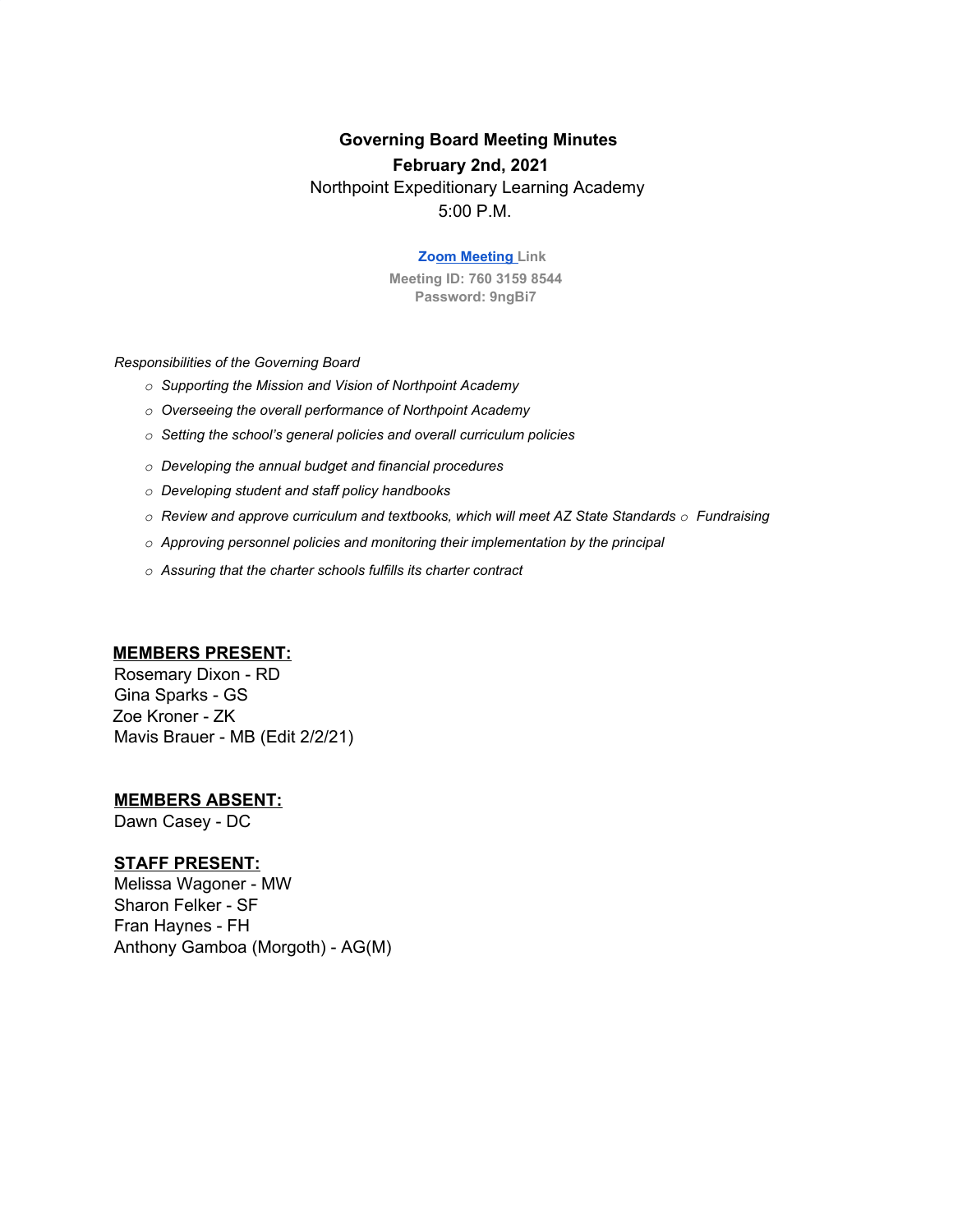**Governing Board Meeting Minutes**

**February 2nd, 2021**

Northpoint Expeditionary Learning Academy

5:00 P.M.

**Zoom Meeting Link**

**Meeting ID: 760 3159 8544**

**Password: 9ngBi7**

*Responsibilities of the Governing Board*

- *Supporting the Mission and Vision of Northpoint Academy*
- *Overseeing the overall performance of Northpoint Academy*
- *Setting the school's general policies and overall curriculum policies*
- *Developing the annual budget and financial procedures*
- *Developing student and staff policy handbooks*
- *Review and approve curriculum and textbooks, which will meet AZ State Standards*
- *Fundraising*
- *Approving personnel policies and monitoring their implementation by the principal*
- *Assuring that the charter schools fulfills its charter contract*

**MEMBERS PRESENT:**

Rosemary Dixon - RD

Gina Sparks - GS

Zoe Kroner - ZK

Mavis Brauer - MB (Edit 2/2/21)

**MEMBERS ABSENT:**

Dawn Casey - DC

**STAFF PRESENT:**

Melissa Wagoner - MW

Sharon Felker - SF

Fran Haynes - FH

Anthony Gamboa (Morgoth) - AG(M)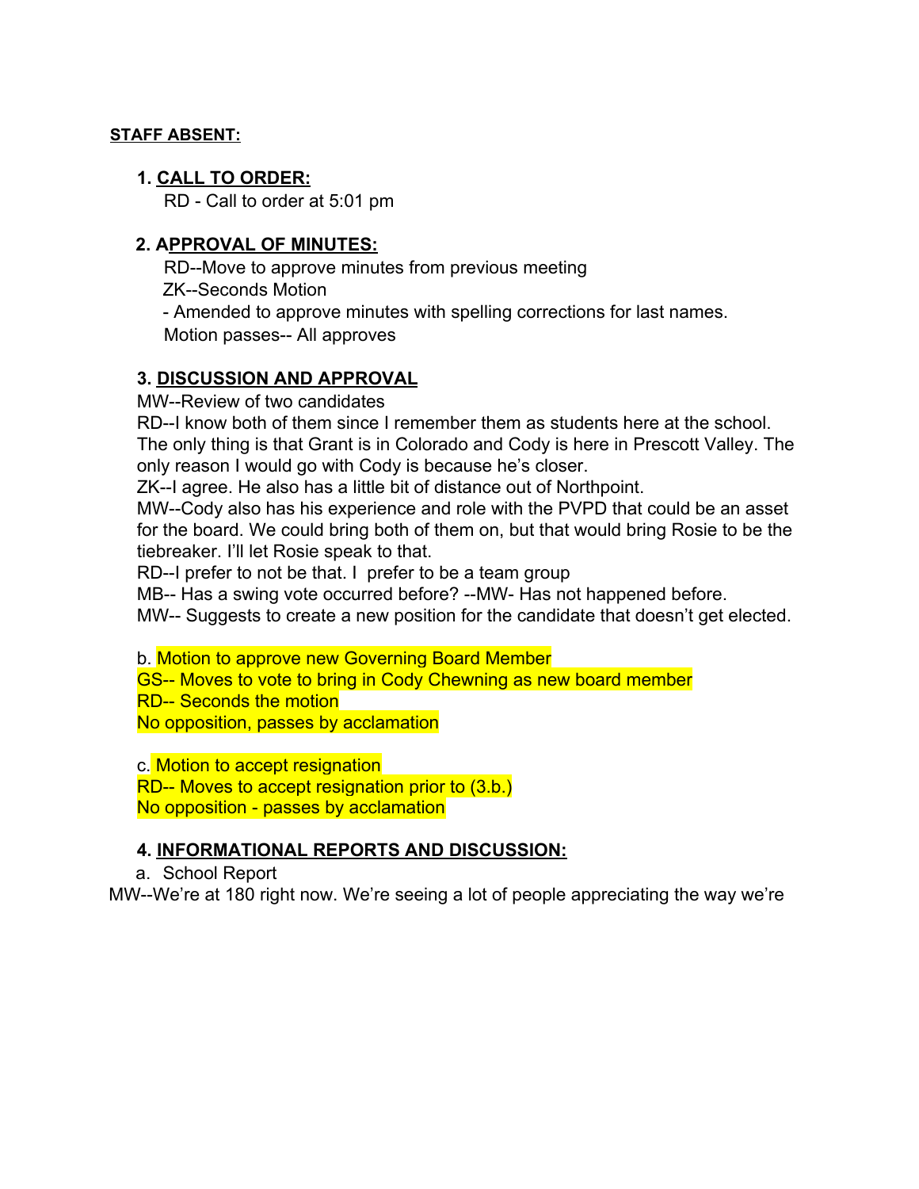**STAFF ABSENT:**

1. **CALL TO ORDER:**
   RD - Call to order at 5:01 pm

2. **APPROVAL OF MINUTES:**
   RD--Move to approve minutes from previous meeting
   ZK--Seconds Motion
   - Amended to approve minutes with spelling corrections for last names.
   Motion passes-- All approves

3. **DISCUSSION AND APPROVAL**

MW--Review of two candidates
RD--I know both of them since I remember them as students here at the school. The only thing is that Grant is in Colorado and Cody is here in Prescott Valley. The only reason I would go with Cody is because he's closer.
ZK--I agree. He also has a little bit of distance out of Northpoint.
MW--Cody also has his experience and role with the PVPD that could be an asset for the board. We could bring both of them on, but that would bring Rosie to be the tiebreaker. I'll let Rosie speak to that.
RD--I prefer to not be that. I prefer to be a team group
MB-- Has a swing vote occurred before? --MW- Has not happened before.
MW-- Suggests to create a new position for the candidate that doesn't get elected.

b. Motion to approve new Governing Board Member
GS-- Moves to vote to bring in Cody Chewning as new board member
RD-- Seconds the motion
No opposition, passes by acclamation

c. Motion to accept resignation
RD-- Moves to accept resignation prior to (3.b.)
No opposition - passes by acclamation

4. **INFORMATIONAL REPORTS AND DISCUSSION:**
   a. School Report

MW--We're at 180 right now. We're seeing a lot of people appreciating the way we're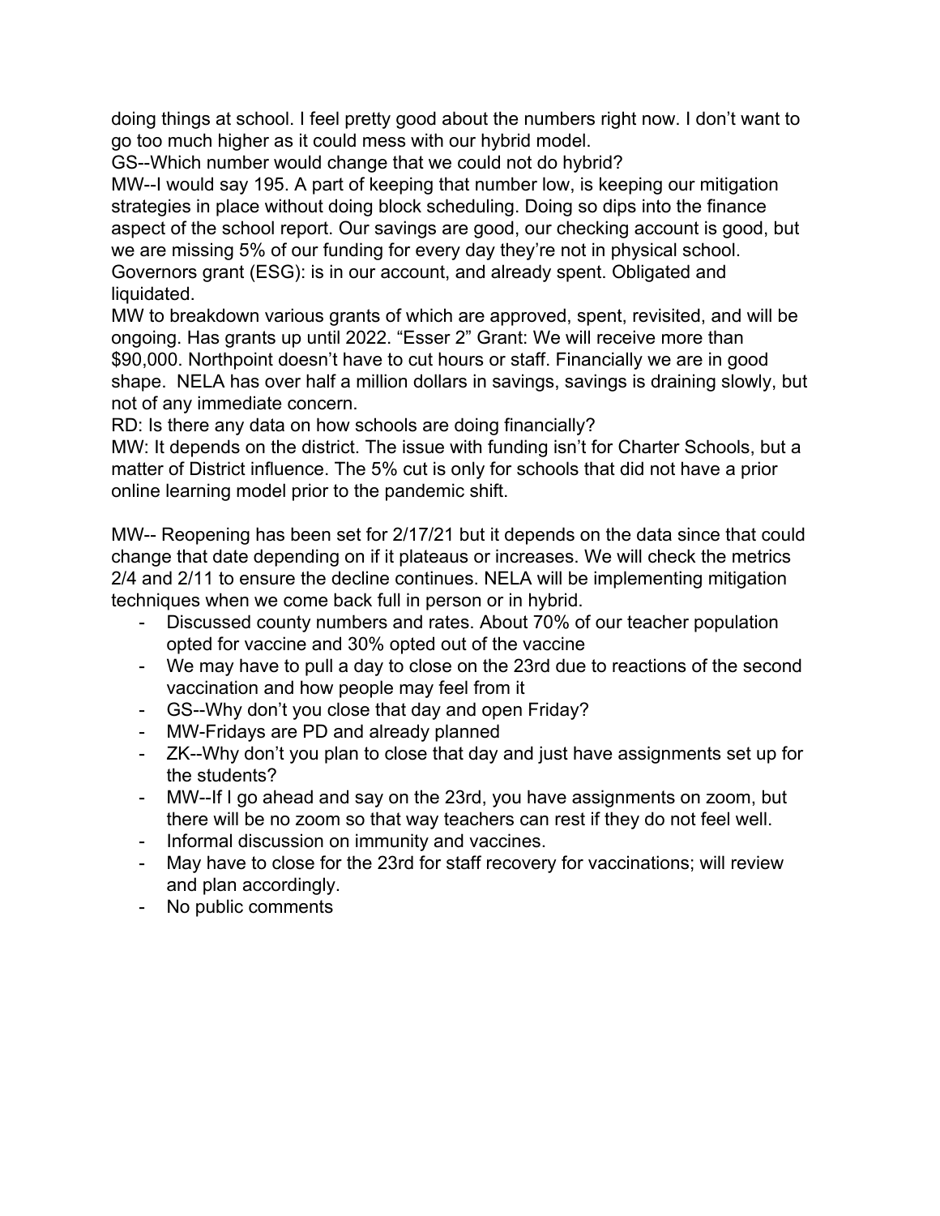doing things at school. I feel pretty good about the numbers right now. I don't want to go too much higher as it could mess with our hybrid model.

GS--Which number would change that we could not do hybrid?

MW--I would say 195. A part of keeping that number low, is keeping our mitigation strategies in place without doing block scheduling. Doing so dips into the finance aspect of the school report. Our savings are good, our checking account is good, but we are missing 5% of our funding for every day they're not in physical school. Governors grant (ESG): is in our account, and already spent. Obligated and liquidated.

MW to breakdown various grants of which are approved, spent, revisited, and will be ongoing. Has grants up until 2022. "Esser 2" Grant: We will receive more than $90,000. Northpoint doesn't have to cut hours or staff. Financially we are in good shape. NELA has over half a million dollars in savings, savings is draining slowly, but not of any immediate concern.

RD: Is there any data on how schools are doing financially?

MW: It depends on the district. The issue with funding isn't for Charter Schools, but a matter of District influence. The 5% cut is only for schools that did not have a prior online learning model prior to the pandemic shift.

MW-- Reopening has been set for 2/17/21 but it depends on the data since that could change that date depending on if it plateaus or increases. We will check the metrics 2/4 and 2/11 to ensure the decline continues. NELA will be implementing mitigation techniques when we come back full in person or in hybrid.

- Discussed county numbers and rates. About 70% of our teacher population opted for vaccine and 30% opted out of the vaccine
- We may have to pull a day to close on the 23rd due to reactions of the second vaccination and how people may feel from it
- GS--Why don't you close that day and open Friday?
- MW-Fridays are PD and already planned
- ZK--Why don't you plan to close that day and just have assignments set up for the students?
- MW--If I go ahead and say on the 23rd, you have assignments on zoom, but there will be no zoom so that way teachers can rest if they do not feel well.
- Informal discussion on immunity and vaccines.
- May have to close for the 23rd for staff recovery for vaccinations; will review and plan accordingly.
- No public comments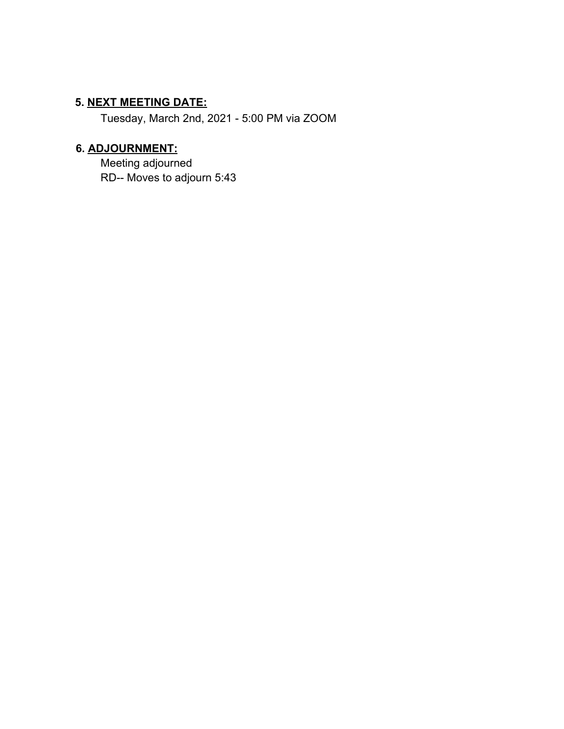5. **NEXT MEETING DATE:**

Tuesday, March 2nd, 2021 - 5:00 PM via ZOOM

6. **ADJOURNMENT:**

Meeting adjourned
RD-- Moves to adjourn 5:43